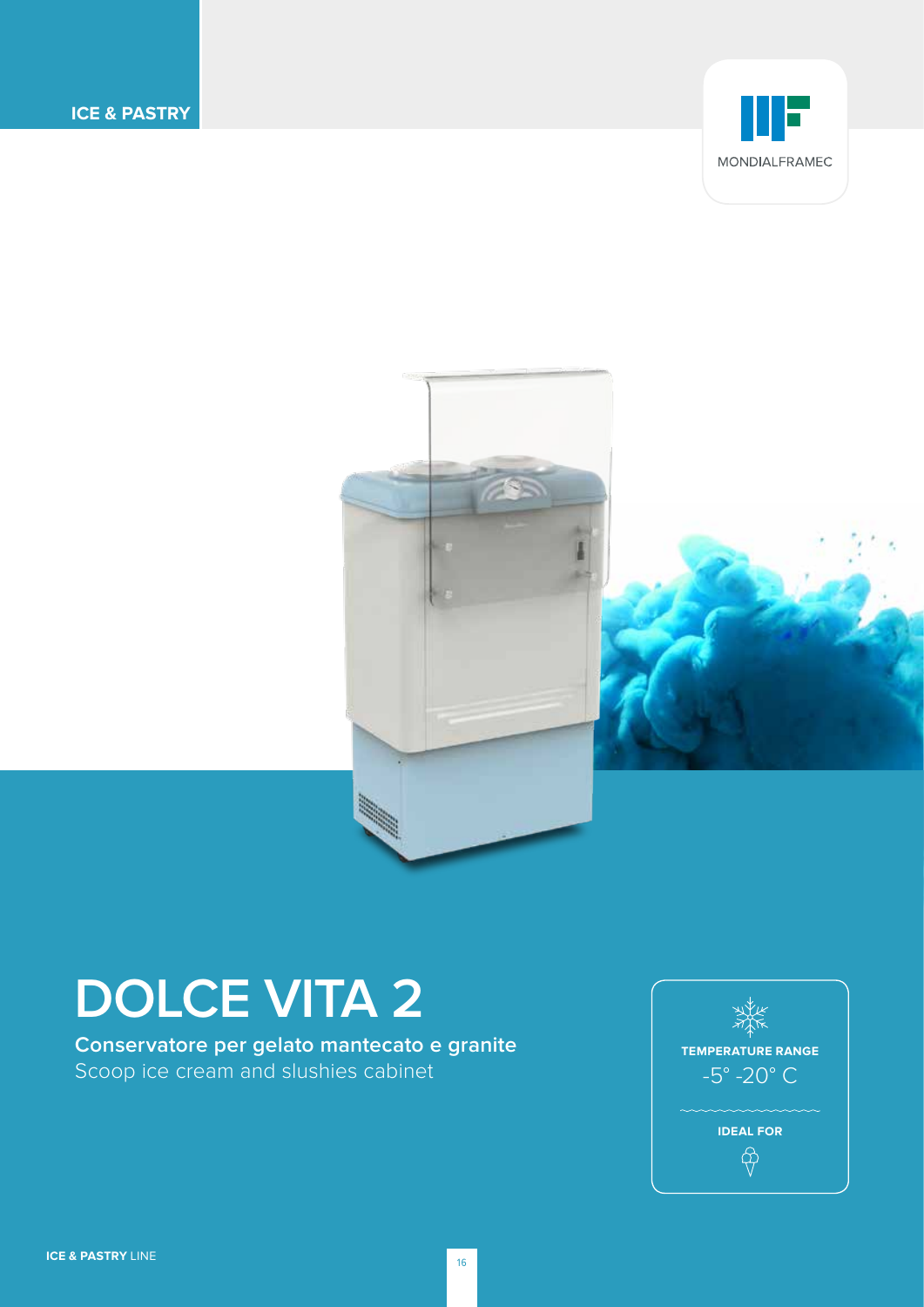ICE & PASTRY

MONDIALFRAMEC

# DOLCE VITA 2

**Conservatore per gelato mantecato e granite**

Scoop ice cream and slushies cabinet

**TEMPERATURE RANGE**

-5° -20° C

**IDEAL FOR**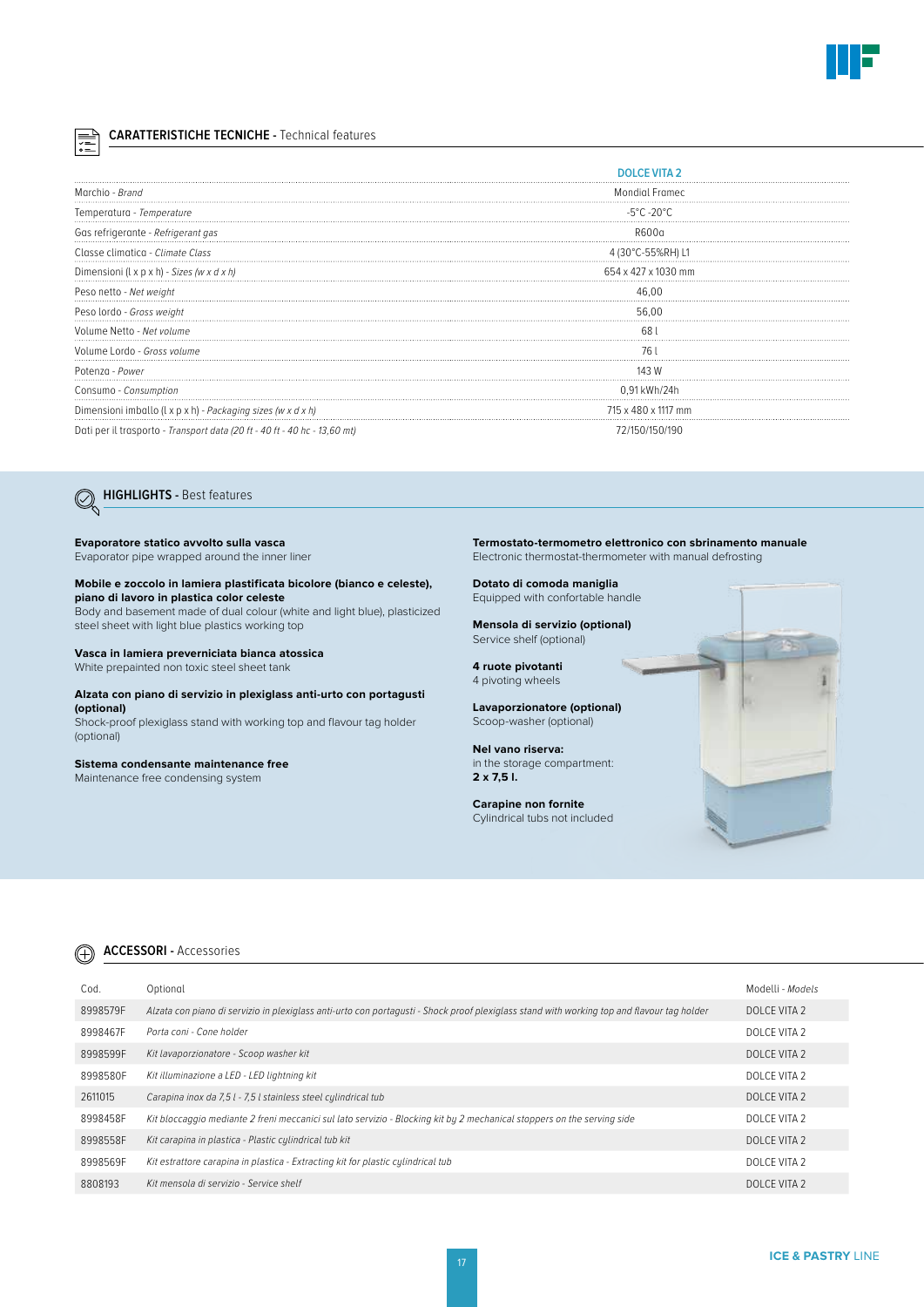## CARATTERISTICHE TECNICHE - Technical features

| | DOLCE VITA 2 |
|---|---|
| Marchio - *Brand* | Mondial Framec |
| Temperatura - *Temperature* | -5°C -20°C |
| Gas refrigerante - *Refrigerant gas* | R600a |
| Classe climatica - *Climate Class* | 4 (30°C-55%RH) L1 |
| Dimensioni (l x p x h) - *Sizes (w x d x h)* | 654 x 427 x 1030 mm |
| Peso netto - *Net weight* | 46,00 |
| Peso lordo - *Gross weight* | 56,00 |
| Volume Netto - *Net volume* | 68 l |
| Volume Lordo - *Gross volume* | 76 l |
| Potenza - *Power* | 143 W |
| Consumo - *Consumption* | 0,91 kWh/24h |
| Dimensioni imballo (l x p x h) - *Packaging sizes (w x d x h)* | 715 x 480 x 1117 mm |
| Dati per il trasporto - *Transport data (20 ft - 40 ft - 40 hc - 13,60 mt)* | 72/150/150/190 |

## HIGHLIGHTS - Best features

**Evaporatore statico avvolto sulla vasca**
Evaporator pipe wrapped around the inner liner

**Mobile e zoccolo in lamiera plastificata bicolore (bianco e celeste), piano di lavoro in plastica color celeste**
Body and basement made of dual colour (white and light blue), plasticized steel sheet with light blue plastics working top

**Vasca in lamiera preverniciata bianca atossica**
White prepainted non toxic steel sheet tank

**Alzata con piano di servizio in plexiglass anti-urto con portagusti (optional)**
Shock-proof plexiglass stand with working top and flavour tag holder (optional)

**Sistema condensante maintenance free**
Maintenance free condensing system

**Termostato-termometro elettronico con sbrinamento manuale**
Electronic thermostat-thermometer with manual defrosting

**Dotato di comoda maniglia**
Equipped with confortable handle

**Mensola di servizio (optional)**
Service shelf (optional)

**4 ruote pivotanti**
4 pivoting wheels

**Lavaporzionatore (optional)**
Scoop-washer (optional)

**Nel vano riserva:**
in the storage compartment:
**2 x 7,5 l.**

**Carapine non fornite**
Cylindrical tubs not included

## ACCESSORI - Accessories

| Cod. | Optional | Modelli - *Models* |
|---|---|---|
| 8998579F | *Alzata con piano di servizio in plexiglass anti-urto con portagusti - Shock proof plexiglass stand with working top and flavour tag holder* | DOLCE VITA 2 |
| 8998467F | *Porta coni - Cone holder* | DOLCE VITA 2 |
| 8998599F | *Kit lavaporzionatore - Scoop washer kit* | DOLCE VITA 2 |
| 8998580F | *Kit illuminazione a LED - LED lightning kit* | DOLCE VITA 2 |
| 2611015 | *Carapina inox da 7,5 l - 7,5 l stainless steel cylindrical tub* | DOLCE VITA 2 |
| 8998458F | *Kit bloccaggio mediante 2 freni meccanici sul lato servizio - Blocking kit by 2 mechanical stoppers on the serving side* | DOLCE VITA 2 |
| 8998558F | *Kit carapina in plastica - Plastic cylindrical tub kit* | DOLCE VITA 2 |
| 8998569F | *Kit estrattore carapina in plastica - Extracting kit for plastic cylindrical tub* | DOLCE VITA 2 |
| 8808193 | *Kit mensola di servizio - Service shelf* | DOLCE VITA 2 |